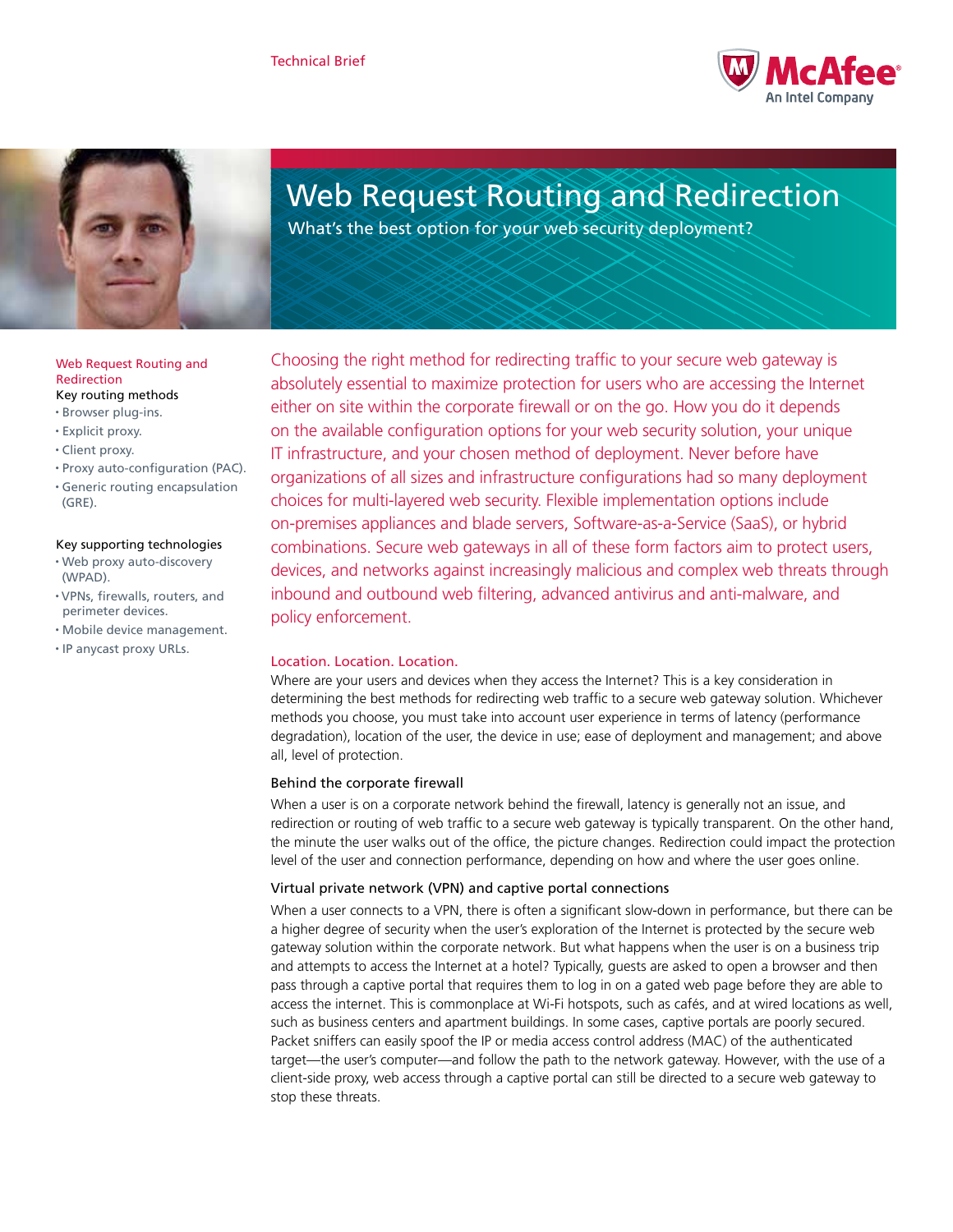Technical Brief

# Web Request Routing and Redirection

## What's the best option for your web security deployment?

**Web Request Routing and Redirection**

Key routing methods

- Browser plug-ins.
- Explicit proxy.
- Client proxy.
- Proxy auto-configuration (PAC).
- Generic routing encapsulation (GRE).

Key supporting technologies

- Web proxy auto-discovery (WPAD).
- VPNs, firewalls, routers, and perimeter devices.
- Mobile device management.
- IP anycast proxy URLs.

Choosing the right method for redirecting traffic to your secure web gateway is absolutely essential to maximize protection for users who are accessing the Internet either on site within the corporate firewall or on the go. How you do it depends on the available configuration options for your web security solution, your unique IT infrastructure, and your chosen method of deployment. Never before have organizations of all sizes and infrastructure configurations had so many deployment choices for multi-layered web security. Flexible implementation options include on-premises appliances and blade servers, Software-as-a-Service (SaaS), or hybrid combinations. Secure web gateways in all of these form factors aim to protect users, devices, and networks against increasingly malicious and complex web threats through inbound and outbound web filtering, advanced antivirus and anti-malware, and policy enforcement.

### Location. Location. Location.

Where are your users and devices when they access the Internet? This is a key consideration in determining the best methods for redirecting web traffic to a secure web gateway solution. Whichever methods you choose, you must take into account user experience in terms of latency (performance degradation), location of the user, the device in use; ease of deployment and management; and above all, level of protection.

#### Behind the corporate firewall

When a user is on a corporate network behind the firewall, latency is generally not an issue, and redirection or routing of web traffic to a secure web gateway is typically transparent. On the other hand, the minute the user walks out of the office, the picture changes. Redirection could impact the protection level of the user and connection performance, depending on how and where the user goes online.

#### Virtual private network (VPN) and captive portal connections

When a user connects to a VPN, there is often a significant slow-down in performance, but there can be a higher degree of security when the user's exploration of the Internet is protected by the secure web gateway solution within the corporate network. But what happens when the user is on a business trip and attempts to access the Internet at a hotel? Typically, guests are asked to open a browser and then pass through a captive portal that requires them to log in on a gated web page before they are able to access the internet. This is commonplace at Wi-Fi hotspots, such as cafés, and at wired locations as well, such as business centers and apartment buildings. In some cases, captive portals are poorly secured. Packet sniffers can easily spoof the IP or media access control address (MAC) of the authenticated target—the user's computer—and follow the path to the network gateway. However, with the use of a client-side proxy, web access through a captive portal can still be directed to a secure web gateway to stop these threats.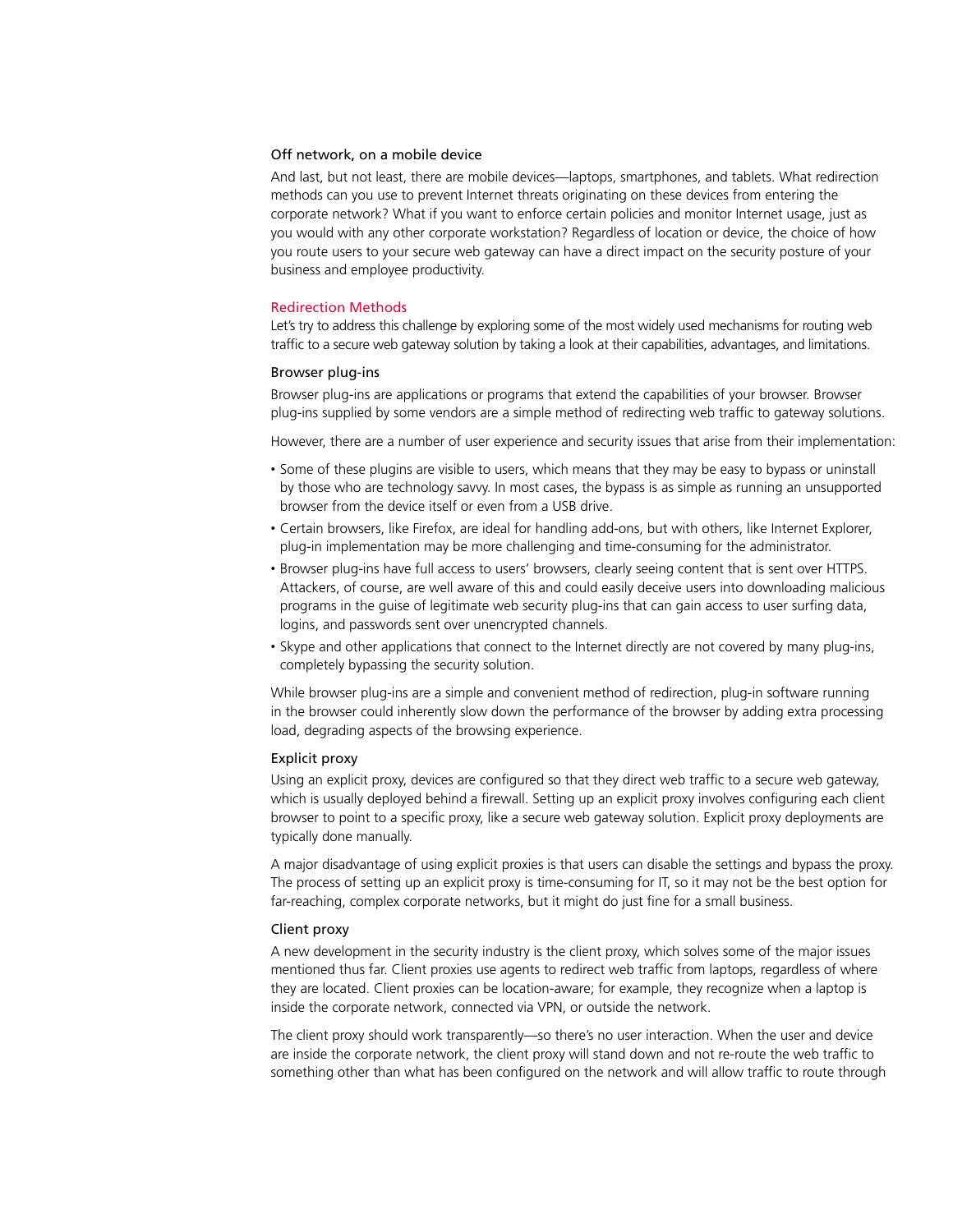### Off network, on a mobile device

And last, but not least, there are mobile devices—laptops, smartphones, and tablets. What redirection methods can you use to prevent Internet threats originating on these devices from entering the corporate network? What if you want to enforce certain policies and monitor Internet usage, just as you would with any other corporate workstation? Regardless of location or device, the choice of how you route users to your secure web gateway can have a direct impact on the security posture of your business and employee productivity.

## Redirection Methods

Let's try to address this challenge by exploring some of the most widely used mechanisms for routing web traffic to a secure web gateway solution by taking a look at their capabilities, advantages, and limitations.

### Browser plug-ins

Browser plug-ins are applications or programs that extend the capabilities of your browser. Browser plug-ins supplied by some vendors are a simple method of redirecting web traffic to gateway solutions.

However, there are a number of user experience and security issues that arise from their implementation:

- Some of these plugins are visible to users, which means that they may be easy to bypass or uninstall by those who are technology savvy. In most cases, the bypass is as simple as running an unsupported browser from the device itself or even from a USB drive.
- Certain browsers, like Firefox, are ideal for handling add-ons, but with others, like Internet Explorer, plug-in implementation may be more challenging and time-consuming for the administrator.
- Browser plug-ins have full access to users' browsers, clearly seeing content that is sent over HTTPS. Attackers, of course, are well aware of this and could easily deceive users into downloading malicious programs in the guise of legitimate web security plug-ins that can gain access to user surfing data, logins, and passwords sent over unencrypted channels.
- Skype and other applications that connect to the Internet directly are not covered by many plug-ins, completely bypassing the security solution.

While browser plug-ins are a simple and convenient method of redirection, plug-in software running in the browser could inherently slow down the performance of the browser by adding extra processing load, degrading aspects of the browsing experience.

### Explicit proxy

Using an explicit proxy, devices are configured so that they direct web traffic to a secure web gateway, which is usually deployed behind a firewall. Setting up an explicit proxy involves configuring each client browser to point to a specific proxy, like a secure web gateway solution. Explicit proxy deployments are typically done manually.

A major disadvantage of using explicit proxies is that users can disable the settings and bypass the proxy. The process of setting up an explicit proxy is time-consuming for IT, so it may not be the best option for far-reaching, complex corporate networks, but it might do just fine for a small business.

### Client proxy

A new development in the security industry is the client proxy, which solves some of the major issues mentioned thus far. Client proxies use agents to redirect web traffic from laptops, regardless of where they are located. Client proxies can be location-aware; for example, they recognize when a laptop is inside the corporate network, connected via VPN, or outside the network.

The client proxy should work transparently—so there's no user interaction. When the user and device are inside the corporate network, the client proxy will stand down and not re-route the web traffic to something other than what has been configured on the network and will allow traffic to route through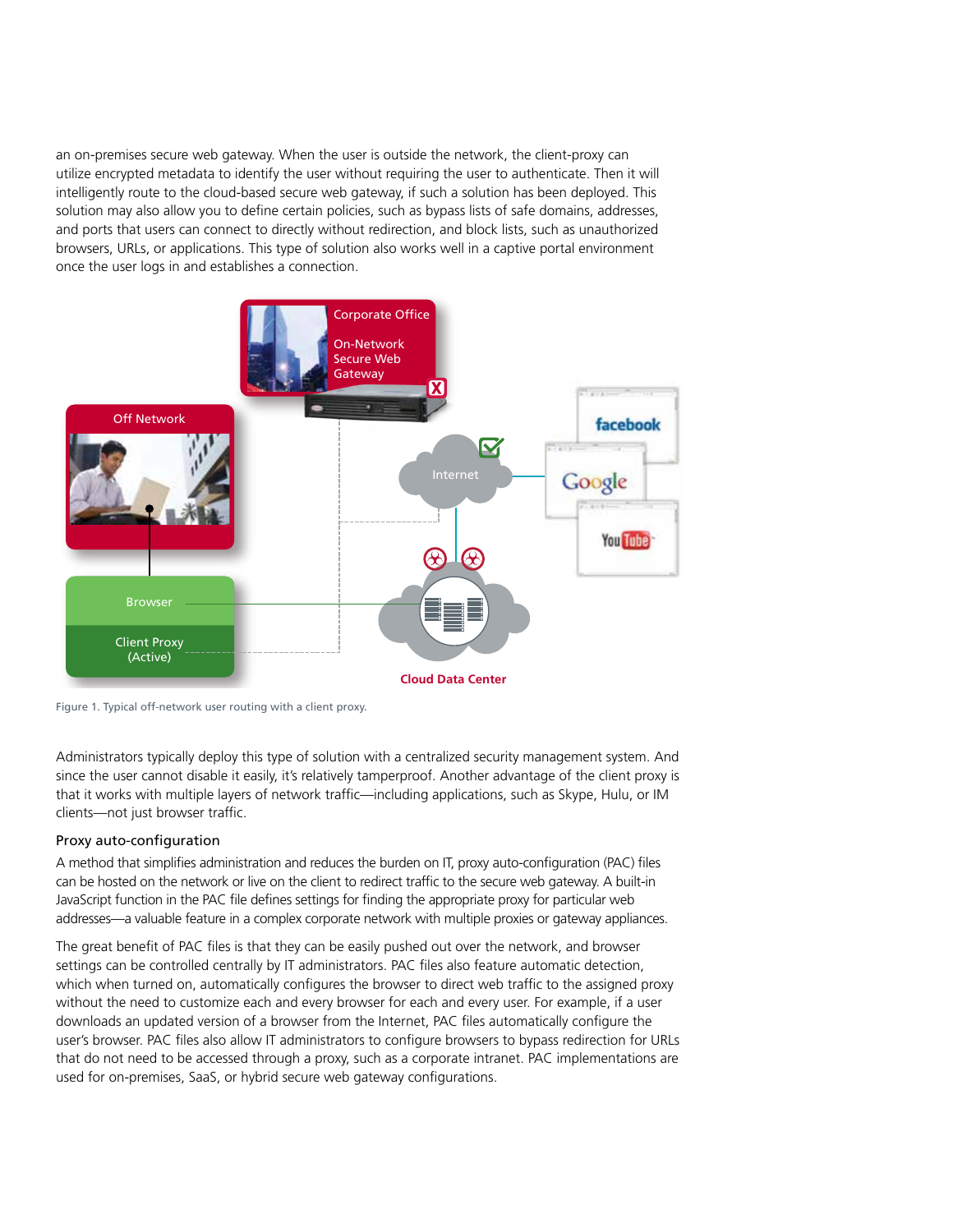an on-premises secure web gateway. When the user is outside the network, the client-proxy can utilize encrypted metadata to identify the user without requiring the user to authenticate. Then it will intelligently route to the cloud-based secure web gateway, if such a solution has been deployed. This solution may also allow you to define certain policies, such as bypass lists of safe domains, addresses, and ports that users can connect to directly without redirection, and block lists, such as unauthorized browsers, URLs, or applications. This type of solution also works well in a captive portal environment once the user logs in and establishes a connection.

Figure 1. Typical off-network user routing with a client proxy.

Administrators typically deploy this type of solution with a centralized security management system. And since the user cannot disable it easily, it's relatively tamperproof. Another advantage of the client proxy is that it works with multiple layers of network traffic—including applications, such as Skype, Hulu, or IM clients—not just browser traffic.

### Proxy auto-configuration

A method that simplifies administration and reduces the burden on IT, proxy auto-configuration (PAC) files can be hosted on the network or live on the client to redirect traffic to the secure web gateway. A built-in JavaScript function in the PAC file defines settings for finding the appropriate proxy for particular web addresses—a valuable feature in a complex corporate network with multiple proxies or gateway appliances.

The great benefit of PAC files is that they can be easily pushed out over the network, and browser settings can be controlled centrally by IT administrators. PAC files also feature automatic detection, which when turned on, automatically configures the browser to direct web traffic to the assigned proxy without the need to customize each and every browser for each and every user. For example, if a user downloads an updated version of a browser from the Internet, PAC files automatically configure the user's browser. PAC files also allow IT administrators to configure browsers to bypass redirection for URLs that do not need to be accessed through a proxy, such as a corporate intranet. PAC implementations are used for on-premises, SaaS, or hybrid secure web gateway configurations.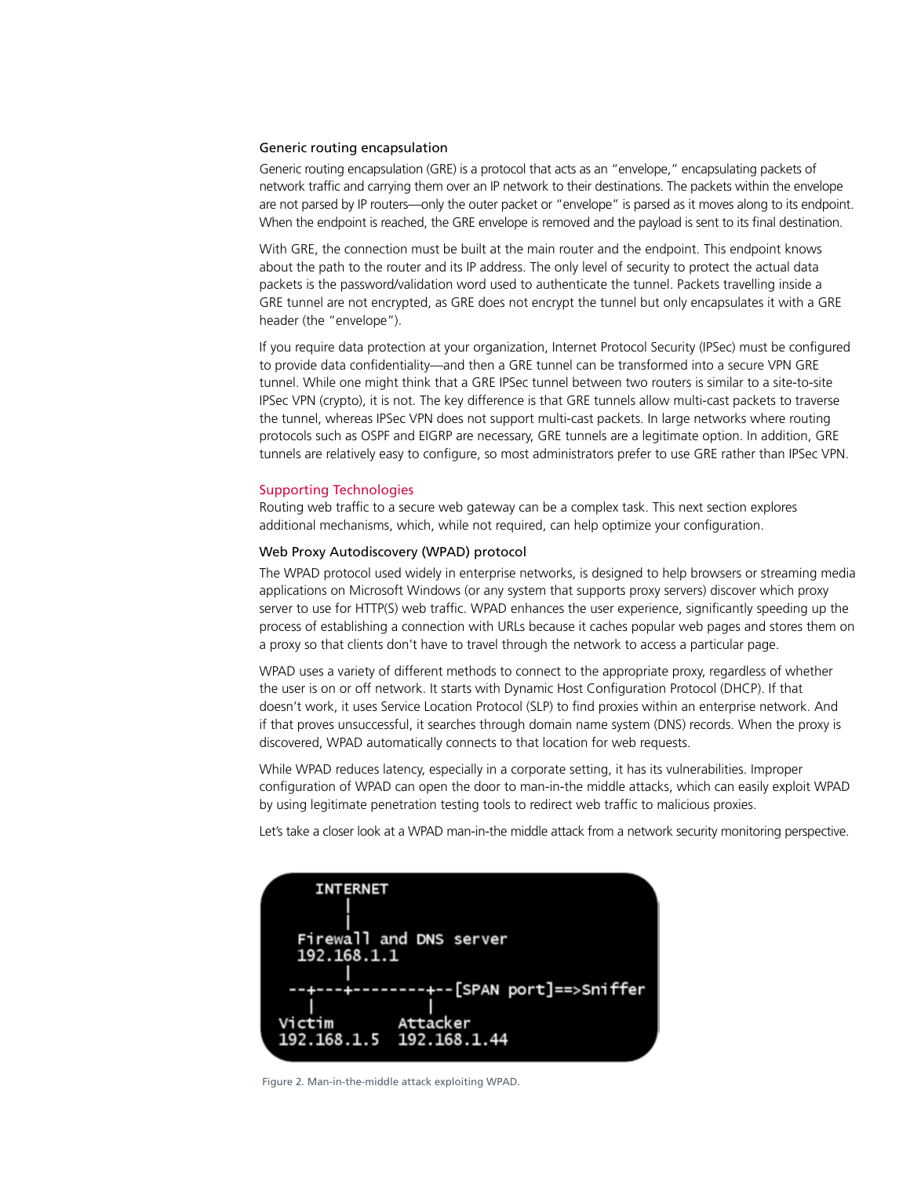### Generic routing encapsulation

Generic routing encapsulation (GRE) is a protocol that acts as an "envelope," encapsulating packets of network traffic and carrying them over an IP network to their destinations. The packets within the envelope are not parsed by IP routers—only the outer packet or "envelope" is parsed as it moves along to its endpoint. When the endpoint is reached, the GRE envelope is removed and the payload is sent to its final destination.

With GRE, the connection must be built at the main router and the endpoint. This endpoint knows about the path to the router and its IP address. The only level of security to protect the actual data packets is the password/validation word used to authenticate the tunnel. Packets travelling inside a GRE tunnel are not encrypted, as GRE does not encrypt the tunnel but only encapsulates it with a GRE header (the "envelope").

If you require data protection at your organization, Internet Protocol Security (IPSec) must be configured to provide data confidentiality—and then a GRE tunnel can be transformed into a secure VPN GRE tunnel. While one might think that a GRE IPSec tunnel between two routers is similar to a site-to-site IPSec VPN (crypto), it is not. The key difference is that GRE tunnels allow multi-cast packets to traverse the tunnel, whereas IPSec VPN does not support multi-cast packets. In large networks where routing protocols such as OSPF and EIGRP are necessary, GRE tunnels are a legitimate option. In addition, GRE tunnels are relatively easy to configure, so most administrators prefer to use GRE rather than IPSec VPN.

## Supporting Technologies

Routing web traffic to a secure web gateway can be a complex task. This next section explores additional mechanisms, which, while not required, can help optimize your configuration.

### Web Proxy Autodiscovery (WPAD) protocol

The WPAD protocol used widely in enterprise networks, is designed to help browsers or streaming media applications on Microsoft Windows (or any system that supports proxy servers) discover which proxy server to use for HTTP(S) web traffic. WPAD enhances the user experience, significantly speeding up the process of establishing a connection with URLs because it caches popular web pages and stores them on a proxy so that clients don't have to travel through the network to access a particular page.

WPAD uses a variety of different methods to connect to the appropriate proxy, regardless of whether the user is on or off network. It starts with Dynamic Host Configuration Protocol (DHCP). If that doesn't work, it uses Service Location Protocol (SLP) to find proxies within an enterprise network. And if that proves unsuccessful, it searches through domain name system (DNS) records. When the proxy is discovered, WPAD automatically connects to that location for web requests.

While WPAD reduces latency, especially in a corporate setting, it has its vulnerabilities. Improper configuration of WPAD can open the door to man-in-the middle attacks, which can easily exploit WPAD by using legitimate penetration testing tools to redirect web traffic to malicious proxies.

Let's take a closer look at a WPAD man-in-the middle attack from a network security monitoring perspective.

```
    INTERNET
       |
       |
  Firewall and DNS server
  192.168.1.1
       |
--+---+--------+--[SPAN port]==>Sniffer
  |            |
Victim       Attacker
192.168.1.5  192.168.1.44
```

Figure 2. Man-in-the-middle attack exploiting WPAD.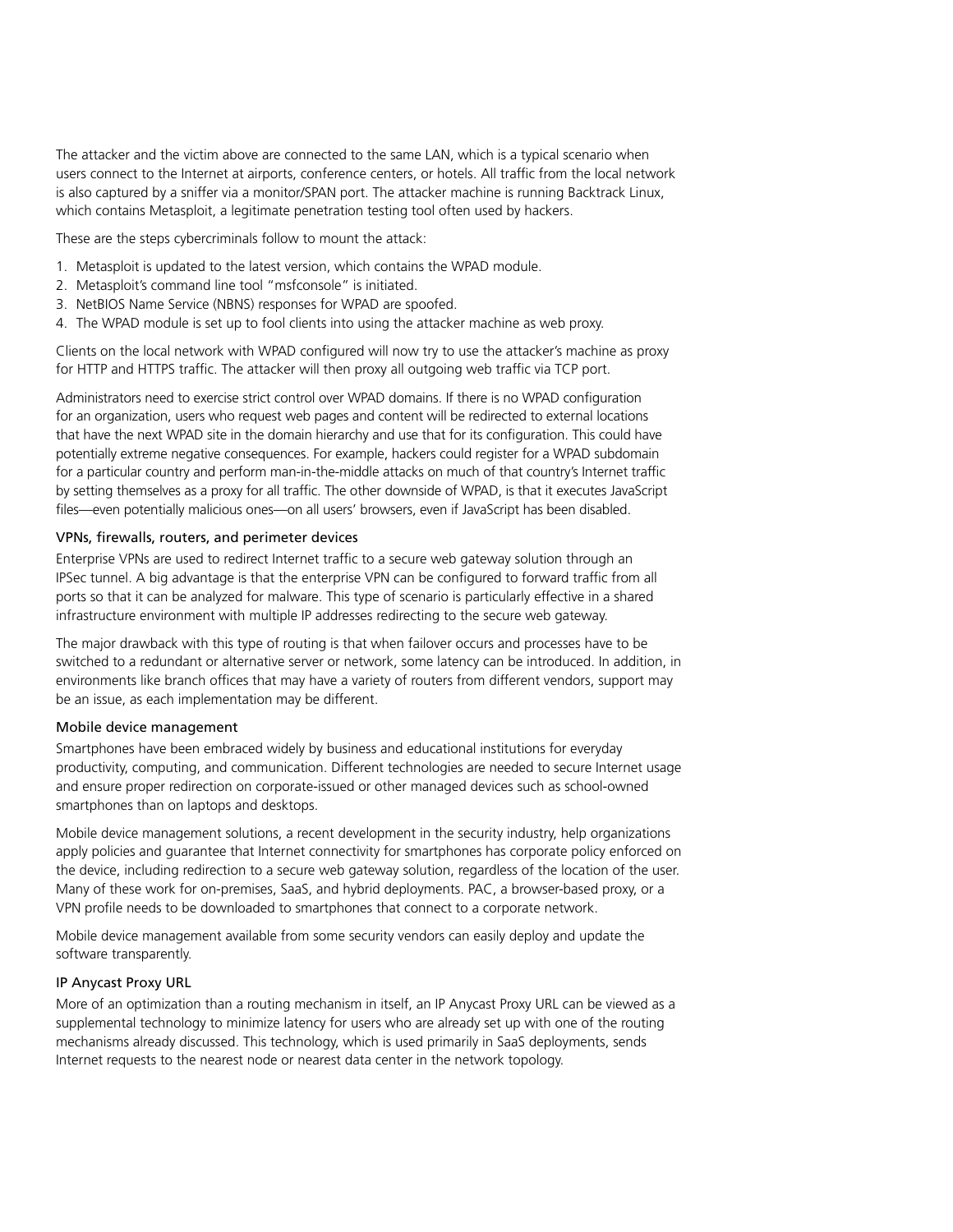The attacker and the victim above are connected to the same LAN, which is a typical scenario when users connect to the Internet at airports, conference centers, or hotels. All traffic from the local network is also captured by a sniffer via a monitor/SPAN port. The attacker machine is running Backtrack Linux, which contains Metasploit, a legitimate penetration testing tool often used by hackers.

These are the steps cybercriminals follow to mount the attack:

1. Metasploit is updated to the latest version, which contains the WPAD module.
2. Metasploit's command line tool "msfconsole" is initiated.
3. NetBIOS Name Service (NBNS) responses for WPAD are spoofed.
4. The WPAD module is set up to fool clients into using the attacker machine as web proxy.

Clients on the local network with WPAD configured will now try to use the attacker's machine as proxy for HTTP and HTTPS traffic. The attacker will then proxy all outgoing web traffic via TCP port.

Administrators need to exercise strict control over WPAD domains. If there is no WPAD configuration for an organization, users who request web pages and content will be redirected to external locations that have the next WPAD site in the domain hierarchy and use that for its configuration. This could have potentially extreme negative consequences. For example, hackers could register for a WPAD subdomain for a particular country and perform man-in-the-middle attacks on much of that country's Internet traffic by setting themselves as a proxy for all traffic. The other downside of WPAD, is that it executes JavaScript files—even potentially malicious ones—on all users' browsers, even if JavaScript has been disabled.

### VPNs, firewalls, routers, and perimeter devices

Enterprise VPNs are used to redirect Internet traffic to a secure web gateway solution through an IPSec tunnel. A big advantage is that the enterprise VPN can be configured to forward traffic from all ports so that it can be analyzed for malware. This type of scenario is particularly effective in a shared infrastructure environment with multiple IP addresses redirecting to the secure web gateway.

The major drawback with this type of routing is that when failover occurs and processes have to be switched to a redundant or alternative server or network, some latency can be introduced. In addition, in environments like branch offices that may have a variety of routers from different vendors, support may be an issue, as each implementation may be different.

### Mobile device management

Smartphones have been embraced widely by business and educational institutions for everyday productivity, computing, and communication. Different technologies are needed to secure Internet usage and ensure proper redirection on corporate-issued or other managed devices such as school-owned smartphones than on laptops and desktops.

Mobile device management solutions, a recent development in the security industry, help organizations apply policies and guarantee that Internet connectivity for smartphones has corporate policy enforced on the device, including redirection to a secure web gateway solution, regardless of the location of the user. Many of these work for on-premises, SaaS, and hybrid deployments. PAC, a browser-based proxy, or a VPN profile needs to be downloaded to smartphones that connect to a corporate network.

Mobile device management available from some security vendors can easily deploy and update the software transparently.

### IP Anycast Proxy URL

More of an optimization than a routing mechanism in itself, an IP Anycast Proxy URL can be viewed as a supplemental technology to minimize latency for users who are already set up with one of the routing mechanisms already discussed. This technology, which is used primarily in SaaS deployments, sends Internet requests to the nearest node or nearest data center in the network topology.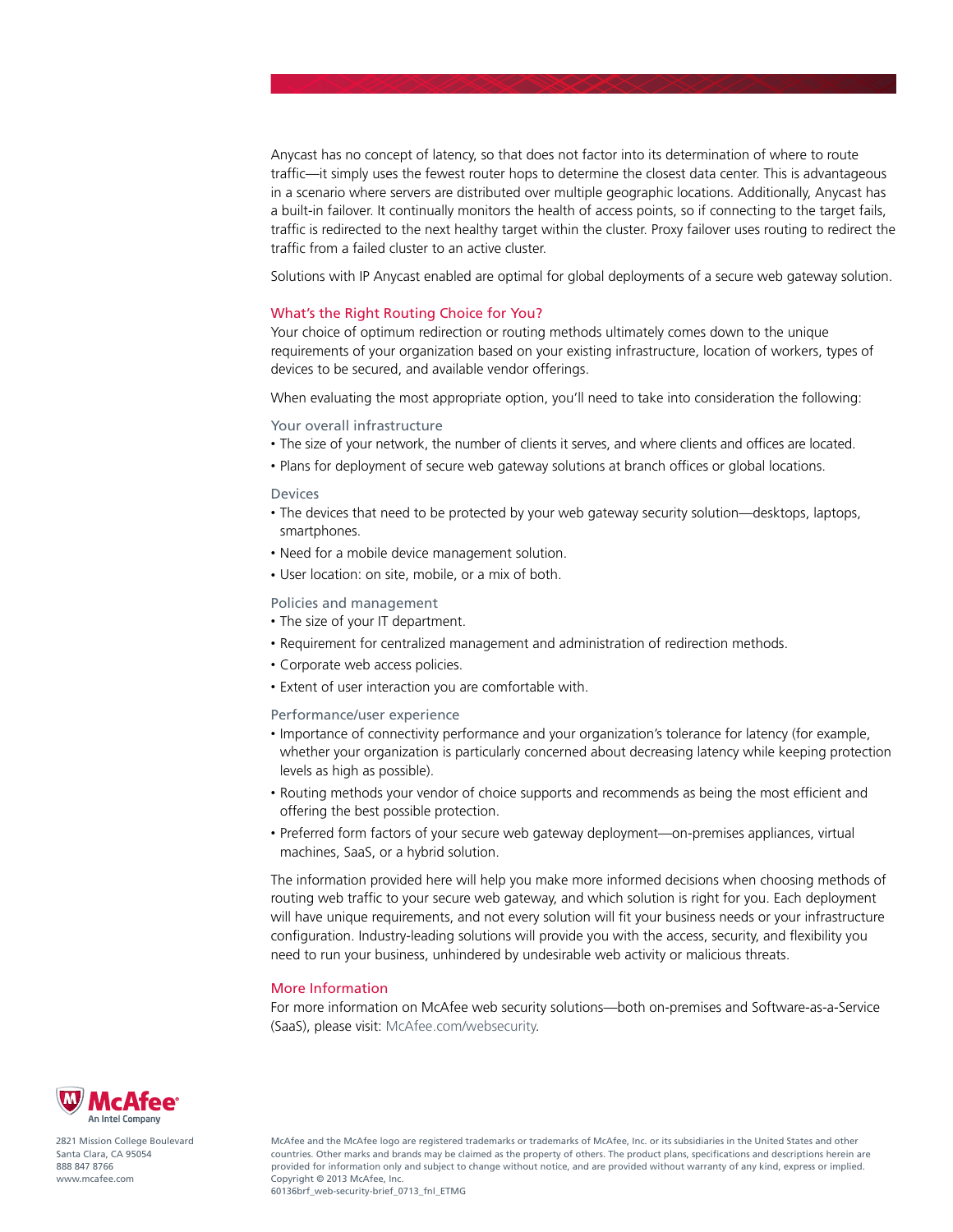Anycast has no concept of latency, so that does not factor into its determination of where to route traffic—it simply uses the fewest router hops to determine the closest data center. This is advantageous in a scenario where servers are distributed over multiple geographic locations. Additionally, Anycast has a built-in failover. It continually monitors the health of access points, so if connecting to the target fails, traffic is redirected to the next healthy target within the cluster. Proxy failover uses routing to redirect the traffic from a failed cluster to an active cluster.

Solutions with IP Anycast enabled are optimal for global deployments of a secure web gateway solution.

## What's the Right Routing Choice for You?

Your choice of optimum redirection or routing methods ultimately comes down to the unique requirements of your organization based on your existing infrastructure, location of workers, types of devices to be secured, and available vendor offerings.

When evaluating the most appropriate option, you'll need to take into consideration the following:

### Your overall infrastructure

- The size of your network, the number of clients it serves, and where clients and offices are located.
- Plans for deployment of secure web gateway solutions at branch offices or global locations.

### Devices

- The devices that need to be protected by your web gateway security solution—desktops, laptops, smartphones.
- Need for a mobile device management solution.
- User location: on site, mobile, or a mix of both.

### Policies and management

- The size of your IT department.
- Requirement for centralized management and administration of redirection methods.
- Corporate web access policies.
- Extent of user interaction you are comfortable with.

### Performance/user experience

- Importance of connectivity performance and your organization's tolerance for latency (for example, whether your organization is particularly concerned about decreasing latency while keeping protection levels as high as possible).
- Routing methods your vendor of choice supports and recommends as being the most efficient and offering the best possible protection.
- Preferred form factors of your secure web gateway deployment—on-premises appliances, virtual machines, SaaS, or a hybrid solution.

The information provided here will help you make more informed decisions when choosing methods of routing web traffic to your secure web gateway, and which solution is right for you. Each deployment will have unique requirements, and not every solution will fit your business needs or your infrastructure configuration. Industry-leading solutions will provide you with the access, security, and flexibility you need to run your business, unhindered by undesirable web activity or malicious threats.

## More Information

For more information on McAfee web security solutions—both on-premises and Software-as-a-Service (SaaS), please visit: McAfee.com/websecurity.

McAfee
An Intel Company

2821 Mission College Boulevard
Santa Clara, CA 95054
888 847 8766
www.mcafee.com

McAfee and the McAfee logo are registered trademarks or trademarks of McAfee, Inc. or its subsidiaries in the United States and other countries. Other marks and brands may be claimed as the property of others. The product plans, specifications and descriptions herein are provided for information only and subject to change without notice, and are provided without warranty of any kind, express or implied. Copyright © 2013 McAfee, Inc.
60136brf_web-security-brief_0713_fnl_ETMG